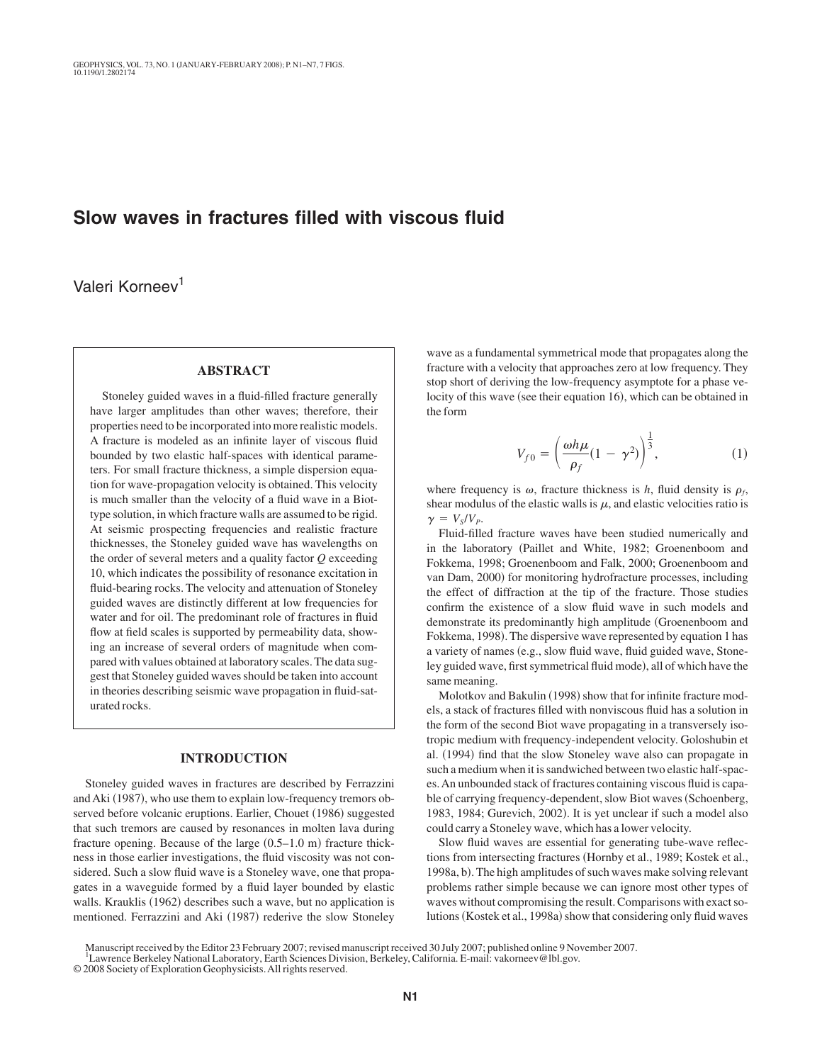# Slow waves in fractures filled with viscous fluid

Valeri Korneev[1]

## ABSTRACT

Stoneley guided waves in a fluid-filled fracture generally have larger amplitudes than other waves; therefore, their properties need to be incorporated into more realistic models. A fracture is modeled as an infinite layer of viscous fluid bounded by two elastic half-spaces with identical parameters. For small fracture thickness, a simple dispersion equation for wave-propagation velocity is obtained. This velocity is much smaller than the velocity of a fluid wave in a Biot-type solution, in which fracture walls are assumed to be rigid. At seismic prospecting frequencies and realistic fracture thicknesses, the Stoneley guided wave has wavelengths on the order of several meters and a quality factor $Q$ exceeding 10, which indicates the possibility of resonance excitation in fluid-bearing rocks. The velocity and attenuation of Stoneley guided waves are distinctly different at low frequencies for water and for oil. The predominant role of fractures in fluid flow at field scales is supported by permeability data, showing an increase of several orders of magnitude when compared with values obtained at laboratory scales. The data suggest that Stoneley guided waves should be taken into account in theories describing seismic wave propagation in fluid-saturated rocks.

## INTRODUCTION

Stoneley guided waves in fractures are described by Ferrazzini and Aki (1987), who use them to explain low-frequency tremors observed before volcanic eruptions. Earlier, Chouet (1986) suggested that such tremors are caused by resonances in molten lava during fracture opening. Because of the large (0.5–1.0 m) fracture thickness in those earlier investigations, the fluid viscosity was not considered. Such a slow fluid wave is a Stoneley wave, one that propagates in a waveguide formed by a fluid layer bounded by elastic walls. Krauklis (1962) describes such a wave, but no application is mentioned. Ferrazzini and Aki (1987) rederive the slow Stoneley wave as a fundamental symmetrical mode that propagates along the fracture with a velocity that approaches zero at low frequency. They stop short of deriving the low-frequency asymptote for a phase velocity of this wave (see their equation 16), which can be obtained in the form

$$V_{f0} = \left( \frac{\omega h \mu}{\rho_f}(1 - \gamma^2) \right)^{\frac{1}{3}}, \qquad (1)$$

where frequency is $\omega$, fracture thickness is $h$, fluid density is $\rho_f$, shear modulus of the elastic walls is $\mu$, and elastic velocities ratio is $\gamma = V_S/V_P$.

Fluid-filled fracture waves have been studied numerically and in the laboratory (Paillet and White, 1982; Groenenboom and Fokkema, 1998; Groenenboom and Falk, 2000; Groenenboom and van Dam, 2000) for monitoring hydrofracture processes, including the effect of diffraction at the tip of the fracture. Those studies confirm the existence of a slow fluid wave in such models and demonstrate its predominantly high amplitude (Groenenboom and Fokkema, 1998). The dispersive wave represented by equation 1 has a variety of names (e.g., slow fluid wave, fluid guided wave, Stoneley guided wave, first symmetrical fluid mode), all of which have the same meaning.

Molotkov and Bakulin (1998) show that for infinite fracture models, a stack of fractures filled with nonviscous fluid has a solution in the form of the second Biot wave propagating in a transversely isotropic medium with frequency-independent velocity. Goloshubin et al. (1994) find that the slow Stoneley wave also can propagate in such a medium when it is sandwiched between two elastic half-spaces. An unbounded stack of fractures containing viscous fluid is capable of carrying frequency-dependent, slow Biot waves (Schoenberg, 1983, 1984; Gurevich, 2002). It is yet unclear if such a model also could carry a Stoneley wave, which has a lower velocity.

Slow fluid waves are essential for generating tube-wave reflections from intersecting fractures (Hornby et al., 1989; Kostek et al., 1998a, b). The high amplitudes of such waves make solving relevant problems rather simple because we can ignore most other types of waves without compromising the result. Comparisons with exact solutions (Kostek et al., 1998a) show that considering only fluid waves

Manuscript received by the Editor 23 February 2007; revised manuscript received 30 July 2007; published online 9 November 2007.
[1]Lawrence Berkeley National Laboratory, Earth Sciences Division, Berkeley, California. E-mail: vakorneev@lbl.gov.
© 2008 Society of Exploration Geophysicists. All rights reserved.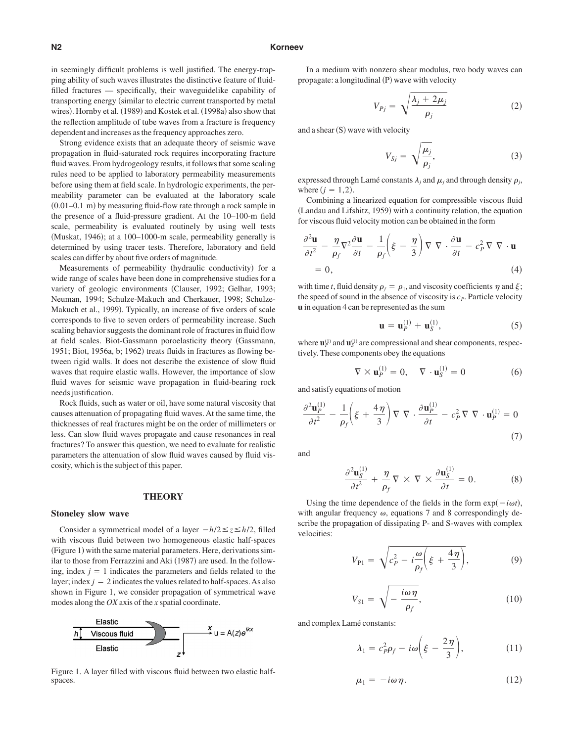in seemingly difficult problems is well justified. The energy-trapping ability of such waves illustrates the distinctive feature of fluid-filled fractures — specifically, their waveguidelike capability of transporting energy (similar to electric current transported by metal wires). Hornby et al. (1989) and Kostek et al. (1998a) also show that the reflection amplitude of tube waves from a fracture is frequency dependent and increases as the frequency approaches zero.

Strong evidence exists that an adequate theory of seismic wave propagation in fluid-saturated rock requires incorporating fracture fluid waves. From hydrogeology results, it follows that some scaling rules need to be applied to laboratory permeability measurements before using them at field scale. In hydrologic experiments, the permeability parameter can be evaluated at the laboratory scale (0.01–0.1 m) by measuring fluid-flow rate through a rock sample in the presence of a fluid-pressure gradient. At the 10–100-m field scale, permeability is evaluated routinely by using well tests (Muskat, 1946); at a 100–1000-m scale, permeability generally is determined by using tracer tests. Therefore, laboratory and field scales can differ by about five orders of magnitude.

Measurements of permeability (hydraulic conductivity) for a wide range of scales have been done in comprehensive studies for a variety of geologic environments (Clauser, 1992; Gelhar, 1993; Neuman, 1994; Schulze-Makuch and Cherkauer, 1998; Schulze-Makuch et al., 1999). Typically, an increase of five orders of scale corresponds to five to seven orders of permeability increase. Such scaling behavior suggests the dominant role of fractures in fluid flow at field scales. Biot-Gassmann poroelasticity theory (Gassmann, 1951; Biot, 1956a, b; 1962) treats fluids in fractures as flowing between rigid walls. It does not describe the existence of slow fluid waves that require elastic walls. However, the importance of slow fluid waves for seismic wave propagation in fluid-bearing rock needs justification.

Rock fluids, such as water or oil, have some natural viscosity that causes attenuation of propagating fluid waves. At the same time, the thicknesses of real fractures might be on the order of millimeters or less. Can slow fluid waves propagate and cause resonances in real fractures? To answer this question, we need to evaluate for realistic parameters the attenuation of slow fluid waves caused by fluid viscosity, which is the subject of this paper.

## THEORY

### Stoneley slow wave

Consider a symmetrical model of a layer $-h/2 \leq z \leq h/2$, filled with viscous fluid between two homogeneous elastic half-spaces (Figure 1) with the same material parameters. Here, derivations similar to those from Ferrazzini and Aki (1987) are used. In the following, index $j = 1$ indicates the parameters and fields related to the layer; index $j = 2$ indicates the values related to half-spaces. As also shown in Figure 1, we consider propagation of symmetrical wave modes along the $OX$ axis of the $x$ spatial coordinate.

Figure 1. A layer filled with viscous fluid between two elastic half-spaces.

In a medium with nonzero shear modulus, two body waves can propagate: a longitudinal (P) wave with velocity

$$V_{Pj} = \sqrt{\frac{\lambda_j + 2\mu_j}{\rho_j}} \tag{2}$$

and a shear (S) wave with velocity

$$V_{Sj} = \sqrt{\frac{\mu_j}{\rho_j}}, \tag{3}$$

expressed through Lamé constants $\lambda_j$ and $\mu_j$ and through density $\rho_j$, where $(j = 1,2)$.

Combining a linearized equation for compressible viscous fluid (Landau and Lifshitz, 1959) with a continuity relation, the equation for viscous fluid velocity motion can be obtained in the form

$$\frac{\partial^2 \mathbf{u}}{\partial t^2} - \frac{\eta}{\rho_f}\nabla^2 \frac{\partial \mathbf{u}}{\partial t} - \frac{1}{\rho_f}\left(\xi - \frac{\eta}{3}\right)\nabla\,\nabla\cdot\frac{\partial \mathbf{u}}{\partial t} - c_P^2\,\nabla\,\nabla\cdot\mathbf{u} = 0, \tag{4}$$

with time $t$, fluid density $\rho_f = \rho_1$, and viscosity coefficients $\eta$ and $\xi$; the speed of sound in the absence of viscosity is $c_P$. Particle velocity $\mathbf{u}$ in equation 4 can be represented as the sum

$$\mathbf{u} = \mathbf{u}_P^{(1)} + \mathbf{u}_S^{(1)}, \tag{5}$$

where $\mathbf{u}_P^{(1)}$ and $\mathbf{u}_S^{(1)}$ are compressional and shear components, respectively. These components obey the equations

$$\nabla \times \mathbf{u}_P^{(1)} = 0, \quad \nabla \cdot \mathbf{u}_S^{(1)} = 0 \tag{6}$$

and satisfy equations of motion

$$\frac{\partial^2 \mathbf{u}_P^{(1)}}{\partial t^2} - \frac{1}{\rho_f}\left(\xi + \frac{4\eta}{3}\right)\nabla\,\nabla\cdot\frac{\partial \mathbf{u}_P^{(1)}}{\partial t} - c_P^2\,\nabla\,\nabla\cdot\mathbf{u}_P^{(1)} = 0 \tag{7}$$

and

$$\frac{\partial^2 \mathbf{u}_S^{(1)}}{\partial t^2} + \frac{\eta}{\rho_f}\nabla\times\nabla\times\frac{\partial \mathbf{u}_S^{(1)}}{\partial t} = 0. \tag{8}$$

Using the time dependence of the fields in the form $\exp(-i\omega t)$, with angular frequency $\omega$, equations 7 and 8 correspondingly describe the propagation of dissipating P- and S-waves with complex velocities:

$$V_{P1} = \sqrt{c_P^2 - i\frac{\omega}{\rho_f}\left(\xi + \frac{4\eta}{3}\right)}, \tag{9}$$

$$V_{S1} = \sqrt{-\frac{i\omega\eta}{\rho_f}}, \tag{10}$$

and complex Lamé constants:

$$\lambda_1 = c_P^2\rho_f - i\omega\left(\xi - \frac{2\eta}{3}\right), \tag{11}$$

$$\mu_1 = -i\omega\eta. \tag{12}$$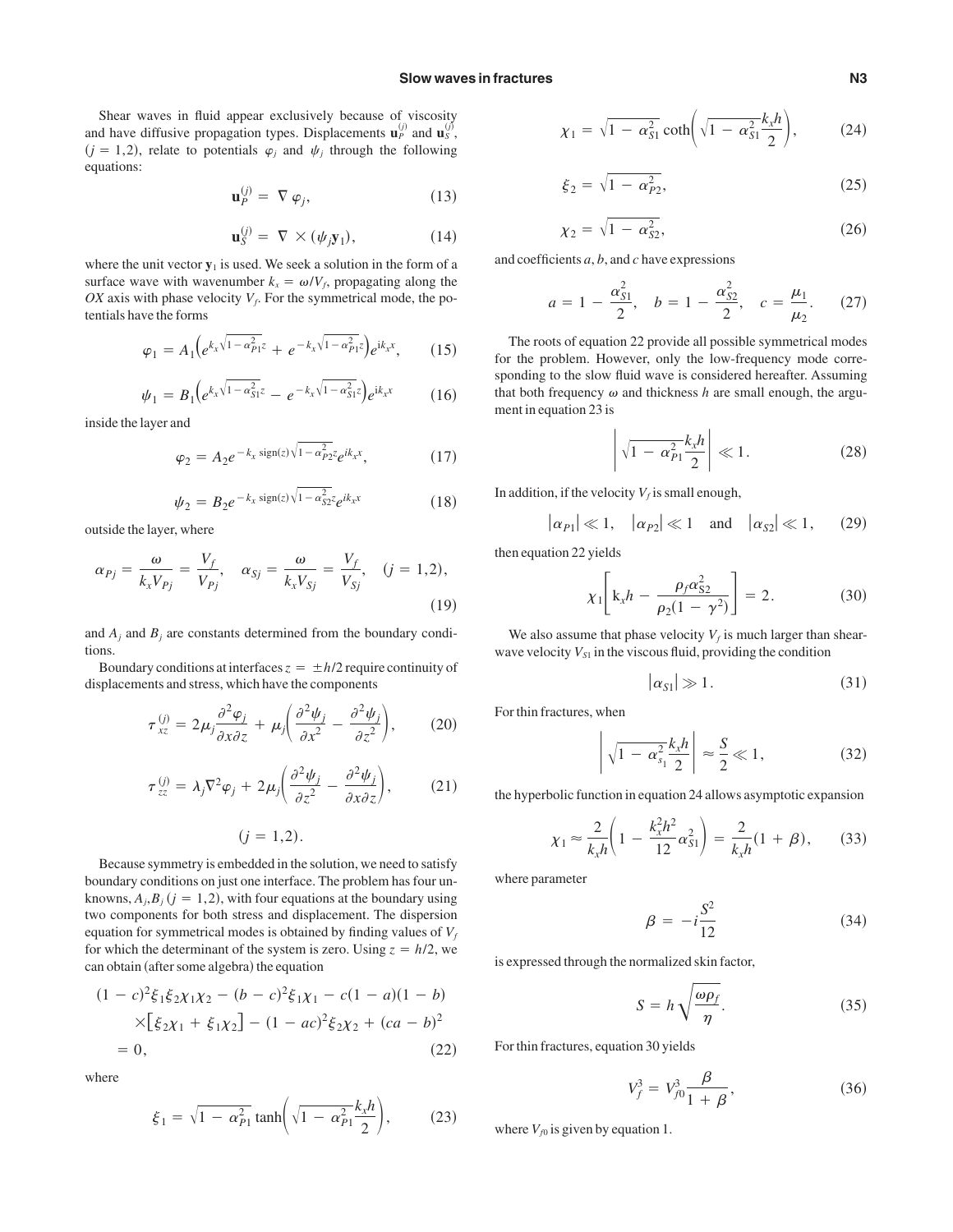Shear waves in fluid appear exclusively because of viscosity and have diffusive propagation types. Displacements $\mathbf{u}_P^{(j)}$ and $\mathbf{u}_S^{(j)}$, $(j = 1,2)$, relate to potentials $\varphi_j$ and $\psi_j$ through the following equations:

$$\mathbf{u}_P^{(j)} = \nabla \varphi_j, \tag{13}$$

$$\mathbf{u}_S^{(j)} = \nabla \times (\psi_j \mathbf{y}_1), \tag{14}$$

where the unit vector $\mathbf{y}_1$ is used. We seek a solution in the form of a surface wave with wavenumber $k_x = \omega/V_f$, propagating along the $OX$ axis with phase velocity $V_f$. For the symmetrical mode, the potentials have the forms

$$\varphi_1 = A_1\left(e^{k_x\sqrt{1-\alpha_{P1}^2}z} + e^{-k_x\sqrt{1-\alpha_{P1}^2}z}\right)e^{ik_x x}, \tag{15}$$

$$\psi_1 = B_1\left(e^{k_x\sqrt{1-\alpha_{S1}^2}z} - e^{-k_x\sqrt{1-\alpha_{S1}^2}z}\right)e^{ik_x x} \tag{16}$$

inside the layer and

$$\varphi_2 = A_2 e^{-k_x\,\mathrm{sign}(z)\sqrt{1-\alpha_{P2}^2}z}e^{ik_x x}, \tag{17}$$

$$\psi_2 = B_2 e^{-k_x\,\mathrm{sign}(z)\sqrt{1-\alpha_{S2}^2}z}e^{ik_x x} \tag{18}$$

outside the layer, where

$$\alpha_{Pj} = \frac{\omega}{k_x V_{Pj}} = \frac{V_f}{V_{Pj}}, \quad \alpha_{Sj} = \frac{\omega}{k_x V_{Sj}} = \frac{V_f}{V_{Sj}}, \quad (j = 1,2), \tag{19}$$

and $A_j$ and $B_j$ are constants determined from the boundary conditions.

Boundary conditions at interfaces $z = \pm h/2$ require continuity of displacements and stress, which have the components

$$\tau_{xz}^{(j)} = 2\mu_j\frac{\partial^2\varphi_j}{\partial x\partial z} + \mu_j\left(\frac{\partial^2\psi_j}{\partial x^2} - \frac{\partial^2\psi_j}{\partial z^2}\right), \tag{20}$$

$$\tau_{zz}^{(j)} = \lambda_j\nabla^2\varphi_j + 2\mu_j\left(\frac{\partial^2\psi_j}{\partial z^2} - \frac{\partial^2\psi_j}{\partial x\partial z}\right), \tag{21}$$

$$(j = 1,2).$$

Because symmetry is embedded in the solution, we need to satisfy boundary conditions on just one interface. The problem has four unknowns, $A_j, B_j$ $(j = 1,2)$, with four equations at the boundary using two components for both stress and displacement. The dispersion equation for symmetrical modes is obtained by finding values of $V_f$ for which the determinant of the system is zero. Using $z = h/2$, we can obtain (after some algebra) the equation

$$\begin{aligned}(1-c)^2\xi_1\xi_2\chi_1\chi_2 - (b-c)^2\xi_1\chi_1 - c(1-a)(1-b)\\ \times\left[\xi_2\chi_1 + \xi_1\chi_2\right] - (1-ac)^2\xi_2\chi_2 + (ca-b)^2\\ = 0,\end{aligned} \tag{22}$$

where

$$\xi_1 = \sqrt{1-\alpha_{P1}^2}\tanh\left(\sqrt{1-\alpha_{P1}^2}\frac{k_x h}{2}\right), \tag{23}$$

$$\chi_1 = \sqrt{1-\alpha_{S1}^2}\coth\left(\sqrt{1-\alpha_{S1}^2}\frac{k_x h}{2}\right), \tag{24}$$

$$\xi_2 = \sqrt{1-\alpha_{P2}^2}, \tag{25}$$

$$\chi_2 = \sqrt{1-\alpha_{S2}^2}, \tag{26}$$

and coefficients $a$, $b$, and $c$ have expressions

$$a = 1 - \frac{\alpha_{S1}^2}{2}, \quad b = 1 - \frac{\alpha_{S2}^2}{2}, \quad c = \frac{\mu_1}{\mu_2}. \tag{27}$$

The roots of equation 22 provide all possible symmetrical modes for the problem. However, only the low-frequency mode corresponding to the slow fluid wave is considered hereafter. Assuming that both frequency $\omega$ and thickness $h$ are small enough, the argument in equation 23 is

$$\left|\sqrt{1-\alpha_{P1}^2}\frac{k_x h}{2}\right| \ll 1. \tag{28}$$

In addition, if the velocity $V_f$ is small enough,

$$|\alpha_{P1}| \ll 1, \quad |\alpha_{P2}| \ll 1 \quad \text{and} \quad |\alpha_{S2}| \ll 1, \tag{29}$$

then equation 22 yields

$$\chi_1\left[k_x h - \frac{\rho_f\alpha_{S2}^2}{\rho_2(1-\gamma^2)}\right] = 2. \tag{30}$$

We also assume that phase velocity $V_f$ is much larger than shear-wave velocity $V_{S1}$ in the viscous fluid, providing the condition

$$|\alpha_{S1}| \gg 1. \tag{31}$$

For thin fractures, when

$$\left|\sqrt{1-\alpha_{s_1}^2}\frac{k_x h}{2}\right| \approx \frac{S}{2} \ll 1, \tag{32}$$

the hyperbolic function in equation 24 allows asymptotic expansion

$$\chi_1 \approx \frac{2}{k_x h}\left(1 - \frac{k_x^2 h^2}{12}\alpha_{S1}^2\right) = \frac{2}{k_x h}(1+\beta), \tag{33}$$

where parameter

$$\beta = -i\frac{S^2}{12} \tag{34}$$

is expressed through the normalized skin factor,

$$S = h\sqrt{\frac{\omega\rho_f}{\eta}}. \tag{35}$$

For thin fractures, equation 30 yields

$$V_f^3 = V_{f0}^3\frac{\beta}{1+\beta}, \tag{36}$$

where $V_{f0}$ is given by equation 1.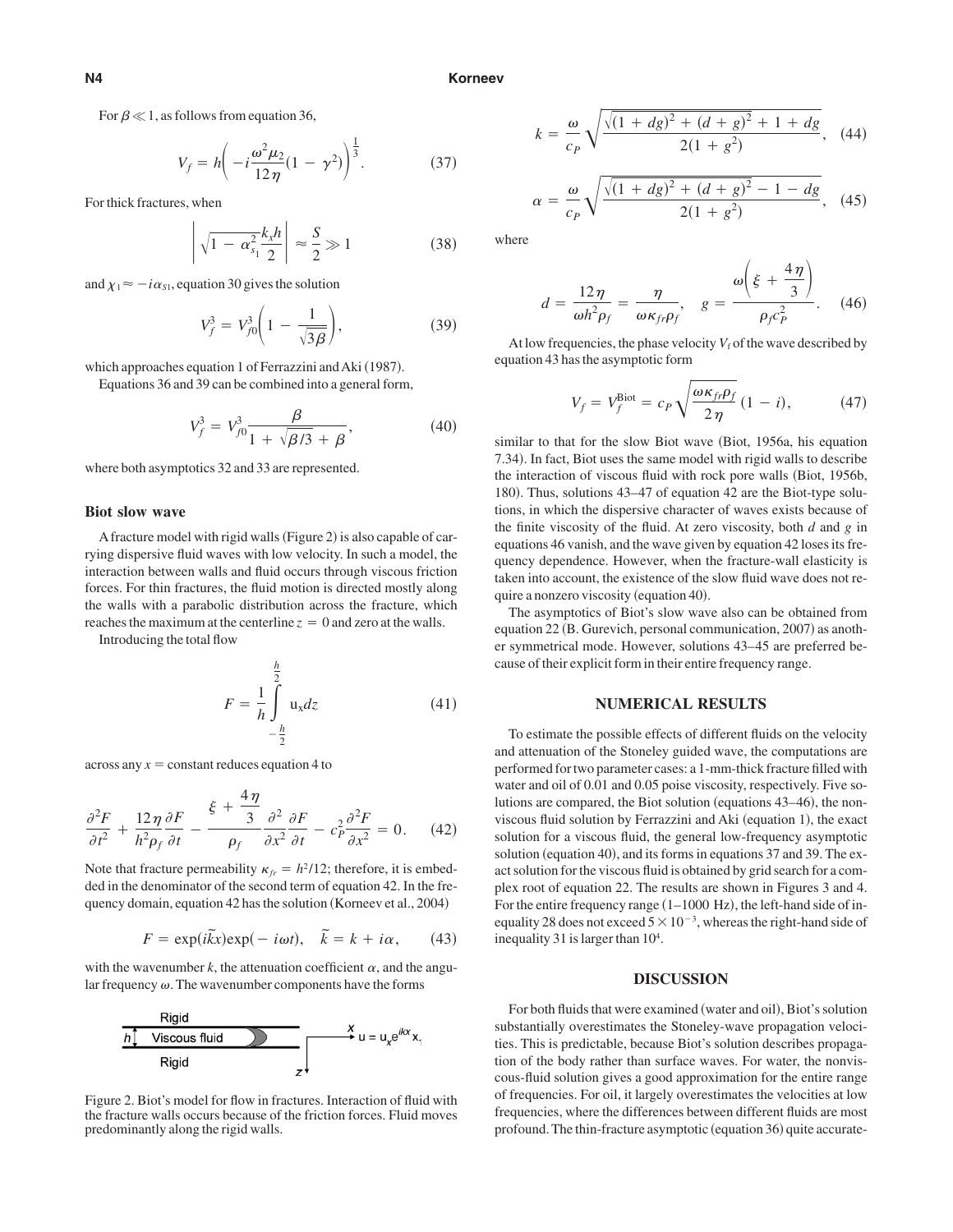For $\beta \ll 1$, as follows from equation 36,

$$V_f = h\left(-i\frac{\omega^2\mu_2}{12\eta}(1-\gamma^2)\right)^{\frac{1}{3}}. \quad (37)$$

For thick fractures, when

$$\left|\sqrt{1-\alpha_{s_1}^2}\frac{k_x h}{2}\right| \approx \frac{S}{2} \gg 1 \quad (38)$$

and $\chi_1 \approx -i\alpha_{S1}$, equation 30 gives the solution

$$V_f^3 = V_{f0}^3\left(1 - \frac{1}{\sqrt{3\beta}}\right), \quad (39)$$

which approaches equation 1 of Ferrazzini and Aki (1987).

Equations 36 and 39 can be combined into a general form,

$$V_f^3 = V_{f0}^3\frac{\beta}{1+\sqrt{\beta/3}+\beta}, \quad (40)$$

where both asymptotics 32 and 33 are represented.

### Biot slow wave

A fracture model with rigid walls (Figure 2) is also capable of carrying dispersive fluid waves with low velocity. In such a model, the interaction between walls and fluid occurs through viscous friction forces. For thin fractures, the fluid motion is directed mostly along the walls with a parabolic distribution across the fracture, which reaches the maximum at the centerline $z = 0$ and zero at the walls.

Introducing the total flow

$$F = \frac{1}{h}\int_{-\frac{h}{2}}^{\frac{h}{2}} u_x dz \quad (41)$$

across any $x =$ constant reduces equation 4 to

$$\frac{\partial^2 F}{\partial t^2} + \frac{12\eta}{h^2\rho_f}\frac{\partial F}{\partial t} - \frac{\xi + \frac{4\eta}{3}}{\rho_f}\frac{\partial^2}{\partial x^2}\frac{\partial F}{\partial t} - c_P^2\frac{\partial^2 F}{\partial x^2} = 0. \quad (42)$$

Note that fracture permeability $\kappa_{fr} = h^2/12$; therefore, it is embedded in the denominator of the second term of equation 42. In the frequency domain, equation 42 has the solution (Korneev et al., 2004)

$$F = \exp(i\tilde{k}x)\exp(-i\omega t), \quad \tilde{k} = k + i\alpha, \quad (43)$$

with the wavenumber $k$, the attenuation coefficient $\alpha$, and the angular frequency $\omega$. The wavenumber components have the forms

Figure 2. Biot's model for flow in fractures. Interaction of fluid with the fracture walls occurs because of the friction forces. Fluid moves predominantly along the rigid walls.

$$k = \frac{\omega}{c_P}\sqrt{\frac{\sqrt{(1+dg)^2+(d+g)^2}+1+dg}{2(1+g^2)}}, \quad (44)$$

$$\alpha = \frac{\omega}{c_P}\sqrt{\frac{\sqrt{(1+dg)^2+(d+g)^2}-1-dg}{2(1+g^2)}}, \quad (45)$$

where

$$d = \frac{12\eta}{\omega h^2\rho_f} = \frac{\eta}{\omega\kappa_{fr}\rho_f}, \quad g = \frac{\omega\left(\xi + \frac{4\eta}{3}\right)}{\rho_f c_P^2}. \quad (46)$$

At low frequencies, the phase velocity $V_f$ of the wave described by equation 43 has the asymptotic form

$$V_f = V_f^{\text{Biot}} = c_P\sqrt{\frac{\omega\kappa_{fr}\rho_f}{2\eta}}(1-i), \quad (47)$$

similar to that for the slow Biot wave (Biot, 1956a, his equation 7.34). In fact, Biot uses the same model with rigid walls to describe the interaction of viscous fluid with rock pore walls (Biot, 1956b, 180). Thus, solutions 43–47 of equation 42 are the Biot-type solutions, in which the dispersive character of waves exists because of the finite viscosity of the fluid. At zero viscosity, both $d$ and $g$ in equations 46 vanish, and the wave given by equation 42 loses its frequency dependence. However, when the fracture-wall elasticity is taken into account, the existence of the slow fluid wave does not require a nonzero viscosity (equation 40).

The asymptotics of Biot's slow wave also can be obtained from equation 22 (B. Gurevich, personal communication, 2007) as another symmetrical mode. However, solutions 43–45 are preferred because of their explicit form in their entire frequency range.

## NUMERICAL RESULTS

To estimate the possible effects of different fluids on the velocity and attenuation of the Stoneley guided wave, the computations are performed for two parameter cases: a 1-mm-thick fracture filled with water and oil of 0.01 and 0.05 poise viscosity, respectively. Five solutions are compared, the Biot solution (equations 43–46), the nonviscous fluid solution by Ferrazzini and Aki (equation 1), the exact solution for a viscous fluid, the general low-frequency asymptotic solution (equation 40), and its forms in equations 37 and 39. The exact solution for the viscous fluid is obtained by grid search for a complex root of equation 22. The results are shown in Figures 3 and 4. For the entire frequency range (1–1000 Hz), the left-hand side of inequality 28 does not exceed $5 \times 10^{-3}$, whereas the right-hand side of inequality 31 is larger than $10^4$.

## DISCUSSION

For both fluids that were examined (water and oil), Biot's solution substantially overestimates the Stoneley-wave propagation velocities. This is predictable, because Biot's solution describes propagation of the body rather than surface waves. For water, the nonviscous-fluid solution gives a good approximation for the entire range of frequencies. For oil, it largely overestimates the velocities at low frequencies, where the differences between different fluids are most profound. The thin-fracture asymptotic (equation 36) quite accurate-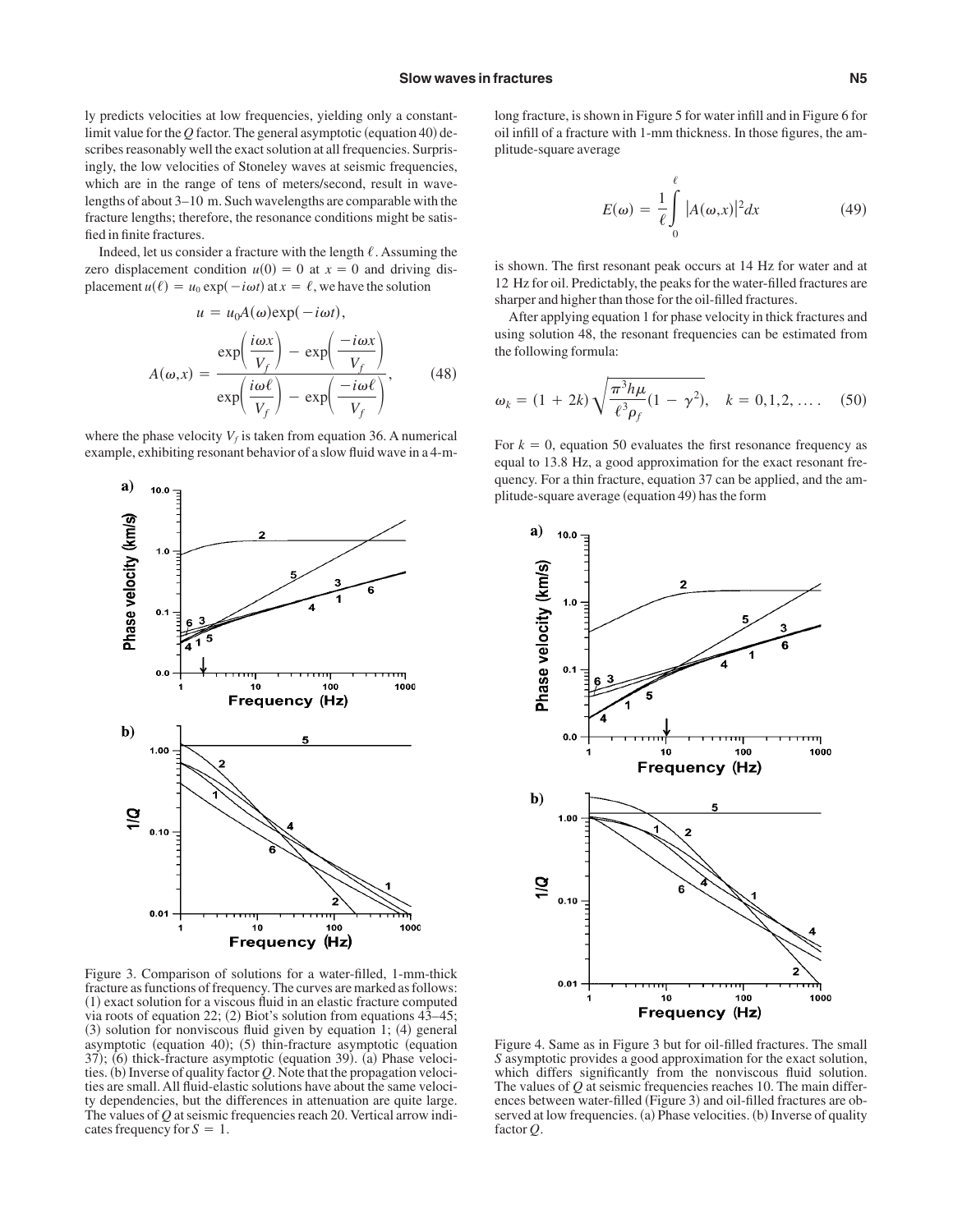ly predicts velocities at low frequencies, yielding only a constant-limit value for the $Q$ factor. The general asymptotic (equation 40) describes reasonably well the exact solution at all frequencies. Surprisingly, the low velocities of Stoneley waves at seismic frequencies, which are in the range of tens of meters/second, result in wavelengths of about 3–10 m. Such wavelengths are comparable with the fracture lengths; therefore, the resonance conditions might be satisfied in finite fractures.

Indeed, let us consider a fracture with the length $\ell$. Assuming the zero displacement condition $u(0) = 0$ at $x = 0$ and driving displacement $u(\ell) = u_0 \exp(-i\omega t)$ at $x = \ell$, we have the solution

$$u = u_0 A(\omega) \exp(-i\omega t),$$

$$A(\omega,x) = \frac{\exp\left(\frac{i\omega x}{V_f}\right) - \exp\left(\frac{-i\omega x}{V_f}\right)}{\exp\left(\frac{i\omega \ell}{V_f}\right) - \exp\left(\frac{-i\omega \ell}{V_f}\right)}, \quad (48)$$

where the phase velocity $V_f$ is taken from equation 36. A numerical example, exhibiting resonant behavior of a slow fluid wave in a 4-m-long fracture, is shown in Figure 5 for water infill and in Figure 6 for oil infill of a fracture with 1-mm thickness. In those figures, the amplitude-square average

$$E(\omega) = \frac{1}{\ell} \int_0^{\ell} |A(\omega,x)|^2 dx \quad (49)$$

is shown. The first resonant peak occurs at 14 Hz for water and at 12 Hz for oil. Predictably, the peaks for the water-filled fractures are sharper and higher than those for the oil-filled fractures.

After applying equation 1 for phase velocity in thick fractures and using solution 48, the resonant frequencies can be estimated from the following formula:

$$\omega_k = (1 + 2k) \sqrt{\frac{\pi^3 h \mu}{\ell^3 \rho_f}(1 - \gamma^2)}, \quad k = 0,1,2,\ldots . \quad (50)$$

For $k = 0$, equation 50 evaluates the first resonance frequency as equal to 13.8 Hz, a good approximation for the exact resonant frequency. For a thin fracture, equation 37 can be applied, and the amplitude-square average (equation 49) has the form

Figure 3. Comparison of solutions for a water-filled, 1-mm-thick fracture as functions of frequency. The curves are marked as follows: (1) exact solution for a viscous fluid in an elastic fracture computed via roots of equation 22; (2) Biot's solution from equations 43–45; (3) solution for nonviscous fluid given by equation 1; (4) general asymptotic (equation 40); (5) thin-fracture asymptotic (equation 37); (6) thick-fracture asymptotic (equation 39). (a) Phase velocities. (b) Inverse of quality factor $Q$. Note that the propagation velocities are small. All fluid-elastic solutions have about the same velocity dependencies, but the differences in attenuation are quite large. The values of $Q$ at seismic frequencies reach 20. Vertical arrow indicates frequency for $S = 1$.

Figure 4. Same as in Figure 3 but for oil-filled fractures. The small $S$ asymptotic provides a good approximation for the exact solution, which differs significantly from the nonviscous fluid solution. The values of $Q$ at seismic frequencies reaches 10. The main differences between water-filled (Figure 3) and oil-filled fractures are observed at low frequencies. (a) Phase velocities. (b) Inverse of quality factor $Q$.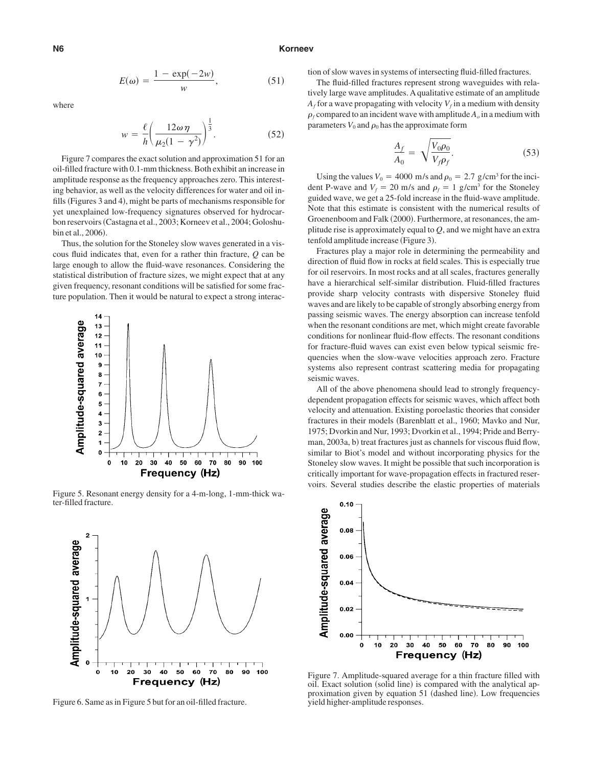$$E(\omega) = \frac{1 - \exp(-2w)}{w}, \tag{51}$$

where

$$w = \frac{\ell}{h}\left(\frac{12\omega\eta}{\mu_2(1-\gamma^2)}\right)^{\frac{1}{3}}. \tag{52}$$

Figure 7 compares the exact solution and approximation 51 for an oil-filled fracture with 0.1-mm thickness. Both exhibit an increase in amplitude response as the frequency approaches zero. This interesting behavior, as well as the velocity differences for water and oil infills (Figures 3 and 4), might be parts of mechanisms responsible for yet unexplained low-frequency signatures observed for hydrocarbon reservoirs (Castagna et al., 2003; Korneev et al., 2004; Goloshubin et al., 2006).

Thus, the solution for the Stoneley slow waves generated in a viscous fluid indicates that, even for a rather thin fracture, $Q$ can be large enough to allow the fluid-wave resonances. Considering the statistical distribution of fracture sizes, we might expect that at any given frequency, resonant conditions will be satisfied for some fracture population. Then it would be natural to expect a strong interaction of slow waves in systems of intersecting fluid-filled fractures.

Figure 5. Resonant energy density for a 4-m-long, 1-mm-thick water-filled fracture.

Figure 6. Same as in Figure 5 but for an oil-filled fracture.

The fluid-filled fractures represent strong waveguides with relatively large wave amplitudes. A qualitative estimate of an amplitude $A_f$ for a wave propagating with velocity $V_f$ in a medium with density $\rho_f$ compared to an incident wave with amplitude $A_o$ in a medium with parameters $V_0$ and $\rho_0$ has the approximate form

$$\frac{A_f}{A_0} = \sqrt{\frac{V_0\rho_0}{V_f\rho_f}}. \tag{53}$$

Using the values $V_0 = 4000$ m/s and $\rho_0 = 2.7$ g/cm$^3$ for the incident P-wave and $V_f = 20$ m/s and $\rho_f = 1$ g/cm$^3$ for the Stoneley guided wave, we get a 25-fold increase in the fluid-wave amplitude. Note that this estimate is consistent with the numerical results of Groenenboom and Falk (2000). Furthermore, at resonances, the amplitude rise is approximately equal to $Q$, and we might have an extra tenfold amplitude increase (Figure 3).

Fractures play a major role in determining the permeability and direction of fluid flow in rocks at field scales. This is especially true for oil reservoirs. In most rocks and at all scales, fractures generally have a hierarchical self-similar distribution. Fluid-filled fractures provide sharp velocity contrasts with dispersive Stoneley fluid waves and are likely to be capable of strongly absorbing energy from passing seismic waves. The energy absorption can increase tenfold when the resonant conditions are met, which might create favorable conditions for nonlinear fluid-flow effects. The resonant conditions for fracture-fluid waves can exist even below typical seismic frequencies when the slow-wave velocities approach zero. Fracture systems also represent contrast scattering media for propagating seismic waves.

All of the above phenomena should lead to strongly frequency-dependent propagation effects for seismic waves, which affect both velocity and attenuation. Existing poroelastic theories that consider fractures in their models (Barenblatt et al., 1960; Mavko and Nur, 1975; Dvorkin and Nur, 1993; Dvorkin et al., 1994; Pride and Berryman, 2003a, b) treat fractures just as channels for viscous fluid flow, similar to Biot's model and without incorporating physics for the Stoneley slow waves. It might be possible that such incorporation is critically important for wave-propagation effects in fractured reservoirs. Several studies describe the elastic properties of materials

Figure 7. Amplitude-squared average for a thin fracture filled with oil. Exact solution (solid line) is compared with the analytical approximation given by equation 51 (dashed line). Low frequencies yield higher-amplitude responses.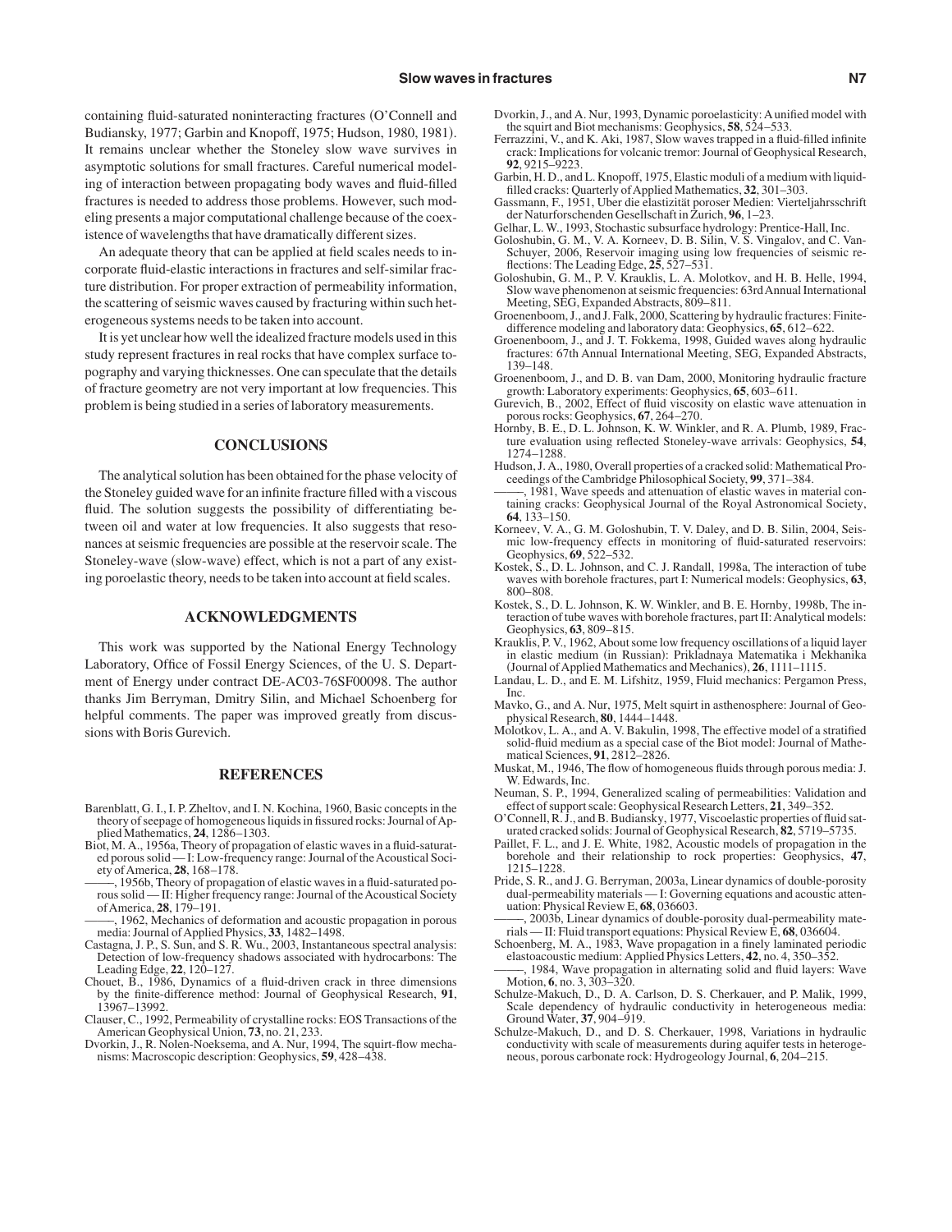containing fluid-saturated noninteracting fractures (O'Connell and Budiansky, 1977; Garbin and Knopoff, 1975; Hudson, 1980, 1981). It remains unclear whether the Stoneley slow wave survives in asymptotic solutions for small fractures. Careful numerical modeling of interaction between propagating body waves and fluid-filled fractures is needed to address those problems. However, such modeling presents a major computational challenge because of the coexistence of wavelengths that have dramatically different sizes.

An adequate theory that can be applied at field scales needs to incorporate fluid-elastic interactions in fractures and self-similar fracture distribution. For proper extraction of permeability information, the scattering of seismic waves caused by fracturing within such heterogeneous systems needs to be taken into account.

It is yet unclear how well the idealized fracture models used in this study represent fractures in real rocks that have complex surface topography and varying thicknesses. One can speculate that the details of fracture geometry are not very important at low frequencies. This problem is being studied in a series of laboratory measurements.

## CONCLUSIONS

The analytical solution has been obtained for the phase velocity of the Stoneley guided wave for an infinite fracture filled with a viscous fluid. The solution suggests the possibility of differentiating between oil and water at low frequencies. It also suggests that resonances at seismic frequencies are possible at the reservoir scale. The Stoneley-wave (slow-wave) effect, which is not a part of any existing poroelastic theory, needs to be taken into account at field scales.

## ACKNOWLEDGMENTS

This work was supported by the National Energy Technology Laboratory, Office of Fossil Energy Sciences, of the U. S. Department of Energy under contract DE-AC03-76SF00098. The author thanks Jim Berryman, Dmitry Silin, and Michael Schoenberg for helpful comments. The paper was improved greatly from discussions with Boris Gurevich.

## REFERENCES

Barenblatt, G. I., I. P. Zheltov, and I. N. Kochina, 1960, Basic concepts in the theory of seepage of homogeneous liquids in fissured rocks: Journal of Applied Mathematics, **24**, 1286–1303.

Biot, M. A., 1956a, Theory of propagation of elastic waves in a fluid-saturated porous solid — I: Low-frequency range: Journal of the Acoustical Society of America, **28**, 168–178.

——, 1956b, Theory of propagation of elastic waves in a fluid-saturated porous solid — II: Higher frequency range: Journal of the Acoustical Society of America, **28**, 179–191.

——, 1962, Mechanics of deformation and acoustic propagation in porous media: Journal of Applied Physics, **33**, 1482–1498.

Castagna, J. P., S. Sun, and S. R. Wu., 2003, Instantaneous spectral analysis: Detection of low-frequency shadows associated with hydrocarbons: The Leading Edge, **22**, 120–127.

Chouet, B., 1986, Dynamics of a fluid-driven crack in three dimensions by the finite-difference method: Journal of Geophysical Research, **91**, 13967–13992.

Clauser, C., 1992, Permeability of crystalline rocks: EOS Transactions of the American Geophysical Union, **73**, no. 21, 233.

Dvorkin, J., R. Nolen-Noeksema, and A. Nur, 1994, The squirt-flow mechanisms: Macroscopic description: Geophysics, **59**, 428–438.

Dvorkin, J., and A. Nur, 1993, Dynamic poroelasticity: A unified model with the squirt and Biot mechanisms: Geophysics, **58**, 524–533.

Ferrazzini, V., and K. Aki, 1987, Slow waves trapped in a fluid-filled infinite crack: Implications for volcanic tremor: Journal of Geophysical Research, **92**, 9215–9223.

Garbin, H. D., and L. Knopoff, 1975, Elastic moduli of a medium with liquid-filled cracks: Quarterly of Applied Mathematics, **32**, 301–303.

Gassmann, F., 1951, Uber die elastizität poroser Medien: Vierteljahrsschrift der Naturforschenden Gesellschaft in Zurich, **96**, 1–23.

Gelhar, L. W., 1993, Stochastic subsurface hydrology: Prentice-Hall, Inc.

Goloshubin, G. M., V. A. Korneev, D. B. Silin, V. S. Vingalov, and C. Van-Schuyer, 2006, Reservoir imaging using low frequencies of seismic reflections: The Leading Edge, **25**, 527–531.

Goloshubin, G. M., P. V. Krauklis, L. A. Molotkov, and H. B. Helle, 1994, Slow wave phenomenon at seismic frequencies: 63rd Annual International Meeting, SEG, Expanded Abstracts, 809–811.

Groenenboom, J., and J. Falk, 2000, Scattering by hydraulic fractures: Finite-difference modeling and laboratory data: Geophysics, **65**, 612–622.

Groenenboom, J., and J. T. Fokkema, 1998, Guided waves along hydraulic fractures: 67th Annual International Meeting, SEG, Expanded Abstracts, 139–148.

Groenenboom, J., and D. B. van Dam, 2000, Monitoring hydraulic fracture growth: Laboratory experiments: Geophysics, **65**, 603–611.

Gurevich, B., 2002, Effect of fluid viscosity on elastic wave attenuation in porous rocks: Geophysics, **67**, 264–270.

Hornby, B. E., D. L. Johnson, K. W. Winkler, and R. A. Plumb, 1989, Fracture evaluation using reflected Stoneley-wave arrivals: Geophysics, **54**, 1274–1288.

Hudson, J. A., 1980, Overall properties of a cracked solid: Mathematical Proceedings of the Cambridge Philosophical Society, **99**, 371–384.

——, 1981, Wave speeds and attenuation of elastic waves in material containing cracks: Geophysical Journal of the Royal Astronomical Society, **64**, 133–150.

Korneev, V. A., G. M. Goloshubin, T. V. Daley, and D. B. Silin, 2004, Seismic low-frequency effects in monitoring of fluid-saturated reservoirs: Geophysics, **69**, 522–532.

Kostek, S., D. L. Johnson, and C. J. Randall, 1998a, The interaction of tube waves with borehole fractures, part I: Numerical models: Geophysics, **63**, 800–808.

Kostek, S., D. L. Johnson, K. W. Winkler, and B. E. Hornby, 1998b, The interaction of tube waves with borehole fractures, part II: Analytical models: Geophysics, **63**, 809–815.

Krauklis, P. V., 1962, About some low frequency oscillations of a liquid layer in elastic medium (in Russian): Prikladnaya Matematika i Mekhanika (Journal of Applied Mathematics and Mechanics), **26**, 1111–1115.

Landau, L. D., and E. M. Lifshitz, 1959, Fluid mechanics: Pergamon Press, Inc.

Mavko, G., and A. Nur, 1975, Melt squirt in asthenosphere: Journal of Geophysical Research, **80**, 1444–1448.

Molotkov, L. A., and A. V. Bakulin, 1998, The effective model of a stratified solid-fluid medium as a special case of the Biot model: Journal of Mathematical Sciences, **91**, 2812–2826.

Muskat, M., 1946, The flow of homogeneous fluids through porous media: J. W. Edwards, Inc.

Neuman, S. P., 1994, Generalized scaling of permeabilities: Validation and effect of support scale: Geophysical Research Letters, **21**, 349–352.

O'Connell, R. J., and B. Budiansky, 1977, Viscoelastic properties of fluid saturated cracked solids: Journal of Geophysical Research, **82**, 5719–5735.

Paillet, F. L., and J. E. White, 1982, Acoustic models of propagation in the borehole and their relationship to rock properties: Geophysics, **47**, 1215–1228.

Pride, S. R., and J. G. Berryman, 2003a, Linear dynamics of double-porosity dual-permeability materials — I: Governing equations and acoustic attenuation: Physical Review E, **68**, 036603.

——, 2003b, Linear dynamics of double-porosity dual-permeability materials — II: Fluid transport equations: Physical Review E, **68**, 036604.

Schoenberg, M. A., 1983, Wave propagation in a finely laminated periodic elastoacoustic medium: Applied Physics Letters, **42**, no. 4, 350–352.

——, 1984, Wave propagation in alternating solid and fluid layers: Wave Motion, **6**, no. 3, 303–320.

Schulze-Makuch, D., D. A. Carlson, D. S. Cherkauer, and P. Malik, 1999, Scale dependency of hydraulic conductivity in heterogeneous media: Ground Water, **37**, 904–919.

Schulze-Makuch, D., and D. S. Cherkauer, 1998, Variations in hydraulic conductivity with scale of measurements during aquifer tests in heterogeneous, porous carbonate rock: Hydrogeology Journal, **6**, 204–215.